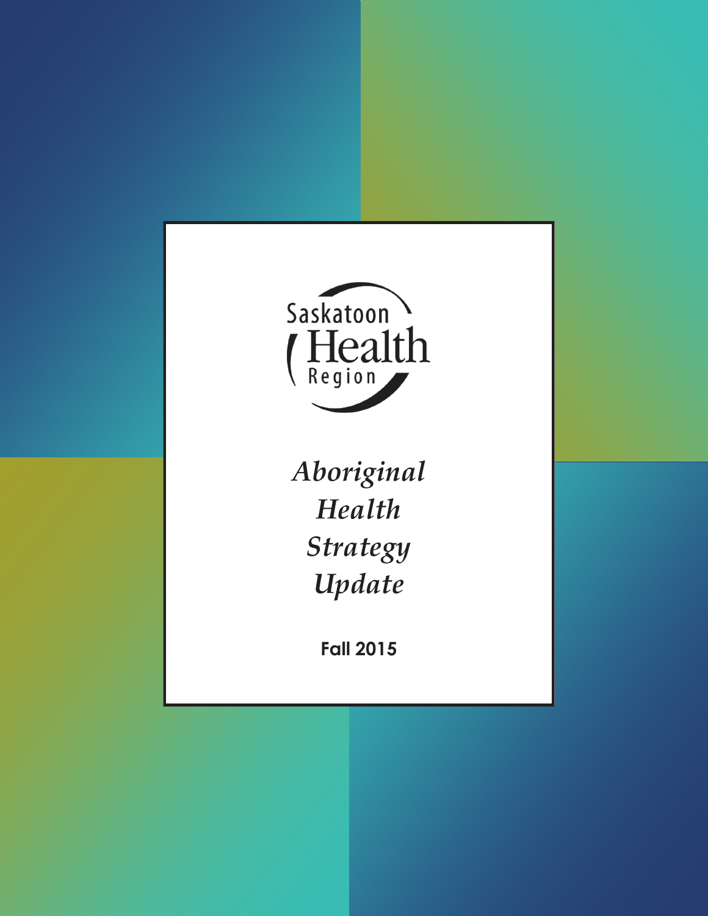Saskatoon Health Region

# *Aboriginal Health Strategy Update*

**Fall 2015**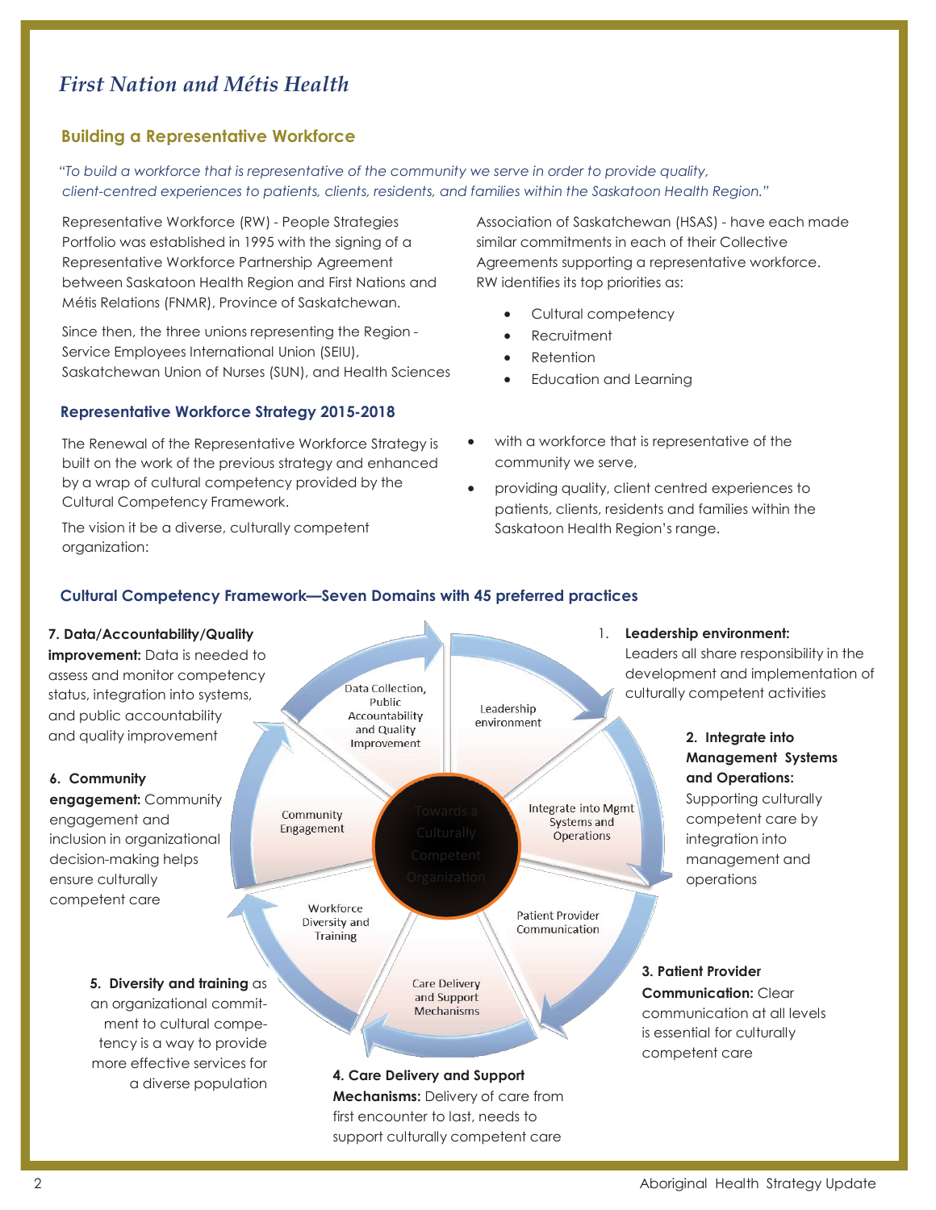# *First Nation and Métis Health*

## Building a Representative Workforce

*"To build a workforce that is representative of the community we serve in order to provide quality, client-centred experiences to patients, clients, residents, and families within the Saskatoon Health Region."*

Representative Workforce (RW) - People Strategies Portfolio was established in 1995 with the signing of a Representative Workforce Partnership Agreement between Saskatoon Health Region and First Nations and Métis Relations (FNMR), Province of Saskatchewan.

Since then, the three unions representing the Region - Service Employees International Union (SEIU), Saskatchewan Union of Nurses (SUN), and Health Sciences Association of Saskatchewan (HSAS) - have each made similar commitments in each of their Collective Agreements supporting a representative workforce. RW identifies its top priorities as:

- Cultural competency
- Recruitment
- Retention
- Education and Learning

### Representative Workforce Strategy 2015-2018

The Renewal of the Representative Workforce Strategy is built on the work of the previous strategy and enhanced by a wrap of cultural competency provided by the Cultural Competency Framework.

The vision it be a diverse, culturally competent organization:

- with a workforce that is representative of the community we serve,
- providing quality, client centred experiences to patients, clients, residents and families within the Saskatoon Health Region's range.

### Cultural Competency Framework—Seven Domains with 45 preferred practices

1. **Leadership environment:** Leaders all share responsibility in the development and implementation of culturally competent activities
2. **Integrate into Management Systems and Operations:** Supporting culturally competent care by integration into management and operations
3. **Patient Provider Communication:** Clear communication at all levels is essential for culturally competent care
4. **Care Delivery and Support Mechanisms:** Delivery of care from first encounter to last, needs to support culturally competent care
5. **Diversity and training** as an organizational commitment to cultural competency is a way to provide more effective services for a diverse population
6. **Community engagement:** Community engagement and inclusion in organizational decision-making helps ensure culturally competent care
7. **Data/Accountability/Quality improvement:** Data is needed to assess and monitor competency status, integration into systems, and public accountability and quality improvement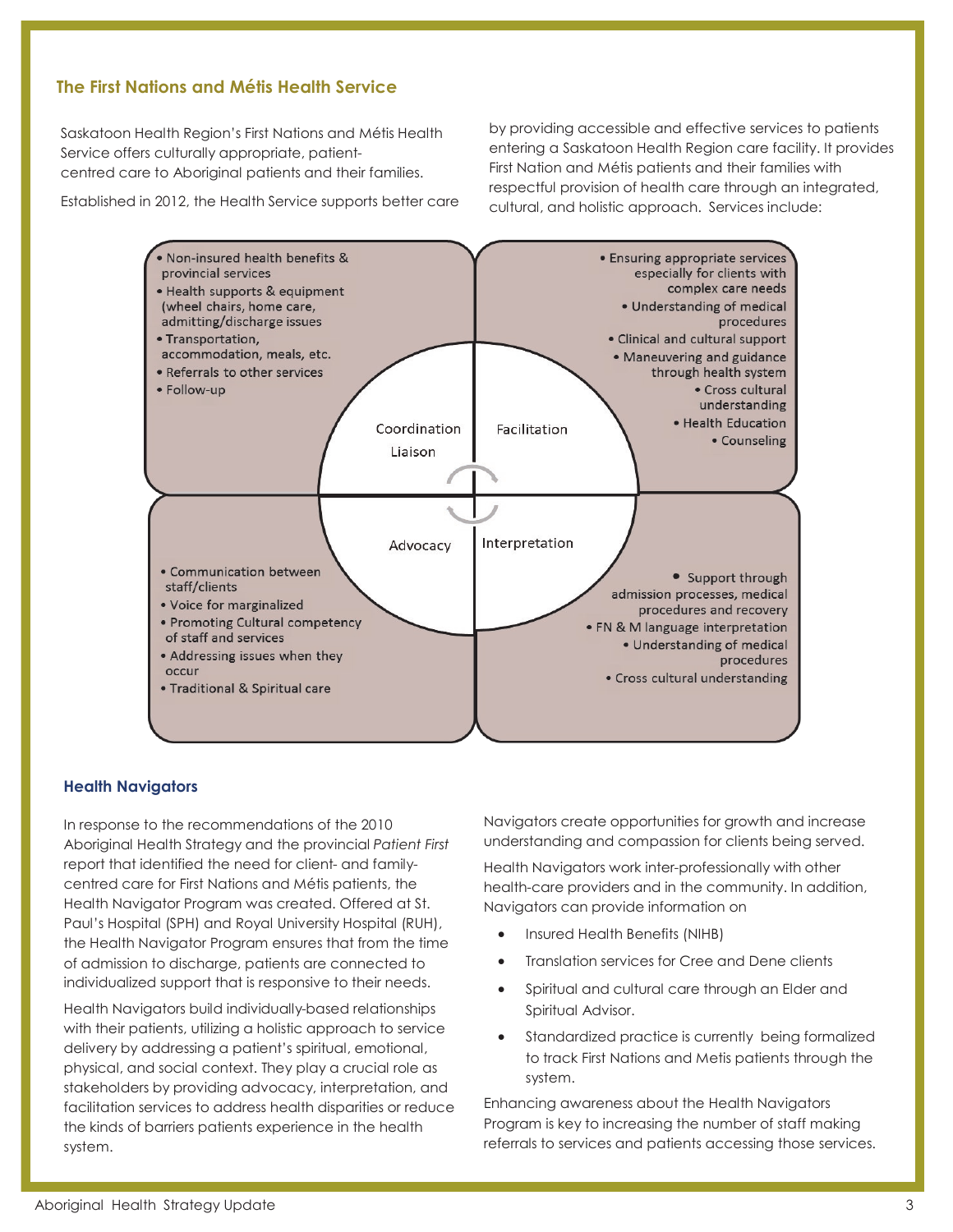## The First Nations and Métis Health Service

Saskatoon Health Region's First Nations and Métis Health Service offers culturally appropriate, patient-centred care to Aboriginal patients and their families.

Established in 2012, the Health Service supports better care by providing accessible and effective services to patients entering a Saskatoon Health Region care facility. It provides First Nation and Métis patients and their families with respectful provision of health care through an integrated, cultural, and holistic approach. Services include:

**Coordination Liaison**

- Non-insured health benefits & provincial services
- Health supports & equipment (wheel chairs, home care, admitting/discharge issues
- Transportation, accommodation, meals, etc.
- Referrals to other services
- Follow-up

**Facilitation**

- Ensuring appropriate services especially for clients with complex care needs
- Understanding of medical procedures
- Clinical and cultural support
- Maneuvering and guidance through health system
- Cross cultural understanding
- Health Education
- Counseling

**Advocacy**

- Communication between staff/clients
- Voice for marginalized
- Promoting Cultural competency of staff and services
- Addressing issues when they occur
- Traditional & Spiritual care

**Interpretation**

- Support through admission processes, medical procedures and recovery
- FN & M language interpretation
- Understanding of medical procedures
- Cross cultural understanding

### Health Navigators

In response to the recommendations of the 2010 Aboriginal Health Strategy and the provincial *Patient First* report that identified the need for client- and family-centred care for First Nations and Métis patients, the Health Navigator Program was created. Offered at St. Paul's Hospital (SPH) and Royal University Hospital (RUH), the Health Navigator Program ensures that from the time of admission to discharge, patients are connected to individualized support that is responsive to their needs.

Health Navigators build individually-based relationships with their patients, utilizing a holistic approach to service delivery by addressing a patient's spiritual, emotional, physical, and social context. They play a crucial role as stakeholders by providing advocacy, interpretation, and facilitation services to address health disparities or reduce the kinds of barriers patients experience in the health system.

Navigators create opportunities for growth and increase understanding and compassion for clients being served.

Health Navigators work inter-professionally with other health-care providers and in the community. In addition, Navigators can provide information on

- Insured Health Benefits (NIHB)
- Translation services for Cree and Dene clients
- Spiritual and cultural care through an Elder and Spiritual Advisor.
- Standardized practice is currently being formalized to track First Nations and Metis patients through the system.

Enhancing awareness about the Health Navigators Program is key to increasing the number of staff making referrals to services and patients accessing those services.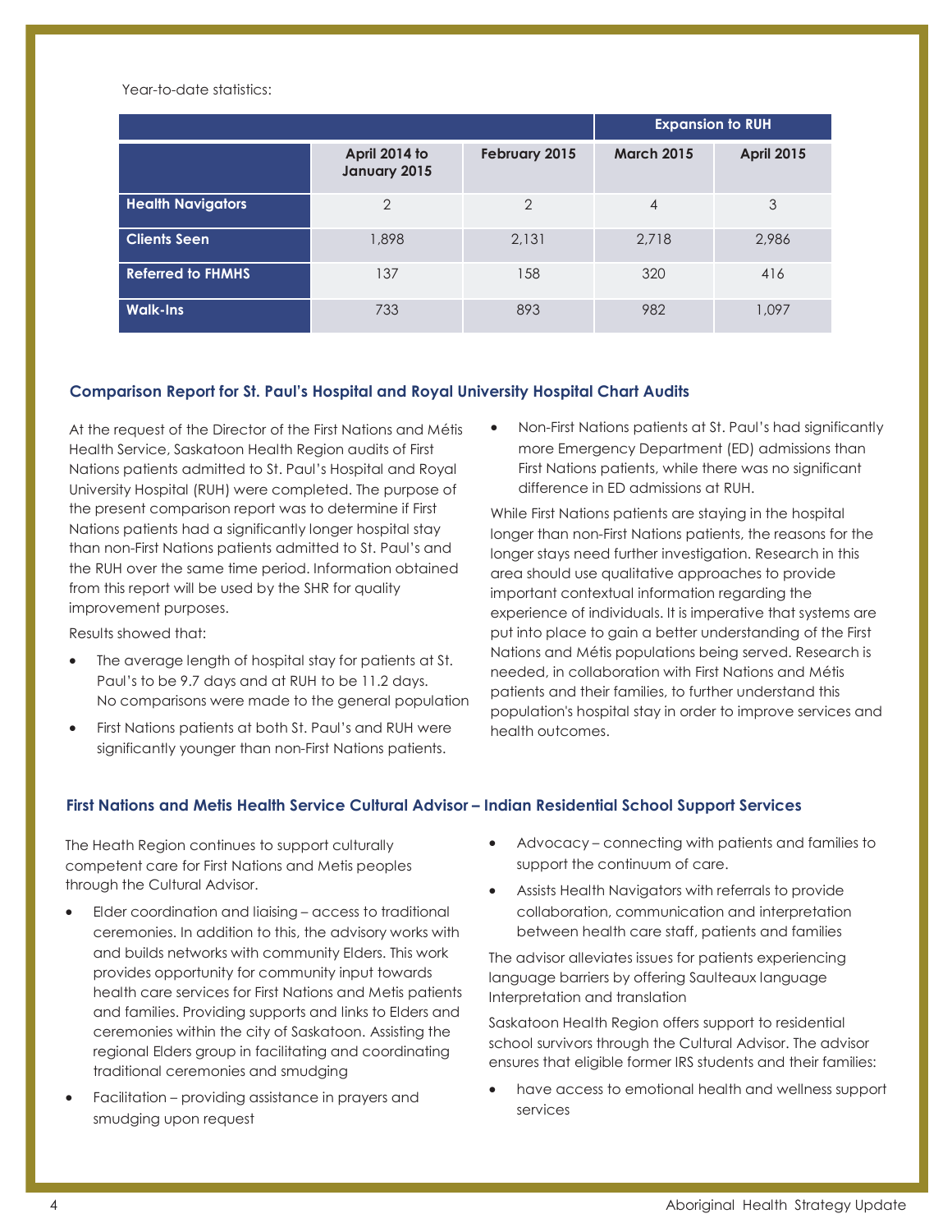Year-to-date statistics:

| | | | Expansion to RUH | |
|---|---|---|---|---|
| | April 2014 to January 2015 | February 2015 | March 2015 | April 2015 |
| **Health Navigators** | 2 | 2 | 4 | 3 |
| **Clients Seen** | 1,898 | 2,131 | 2,718 | 2,986 |
| **Referred to FHMHS** | 137 | 158 | 320 | 416 |
| **Walk-Ins** | 733 | 893 | 982 | 1,097 |

## Comparison Report for St. Paul's Hospital and Royal University Hospital Chart Audits

At the request of the Director of the First Nations and Métis Health Service, Saskatoon Health Region audits of First Nations patients admitted to St. Paul's Hospital and Royal University Hospital (RUH) were completed. The purpose of the present comparison report was to determine if First Nations patients had a significantly longer hospital stay than non-First Nations patients admitted to St. Paul's and the RUH over the same time period. Information obtained from this report will be used by the SHR for quality improvement purposes.

Results showed that:

- The average length of hospital stay for patients at St. Paul's to be 9.7 days and at RUH to be 11.2 days. No comparisons were made to the general population
- First Nations patients at both St. Paul's and RUH were significantly younger than non-First Nations patients.
- Non-First Nations patients at St. Paul's had significantly more Emergency Department (ED) admissions than First Nations patients, while there was no significant difference in ED admissions at RUH.

While First Nations patients are staying in the hospital longer than non-First Nations patients, the reasons for the longer stays need further investigation. Research in this area should use qualitative approaches to provide important contextual information regarding the experience of individuals. It is imperative that systems are put into place to gain a better understanding of the First Nations and Métis populations being served. Research is needed, in collaboration with First Nations and Métis patients and their families, to further understand this population's hospital stay in order to improve services and health outcomes.

## First Nations and Metis Health Service Cultural Advisor – Indian Residential School Support Services

The Heath Region continues to support culturally competent care for First Nations and Metis peoples through the Cultural Advisor.

- Elder coordination and liaising – access to traditional ceremonies. In addition to this, the advisory works with and builds networks with community Elders. This work provides opportunity for community input towards health care services for First Nations and Metis patients and families. Providing supports and links to Elders and ceremonies within the city of Saskatoon. Assisting the regional Elders group in facilitating and coordinating traditional ceremonies and smudging
- Facilitation – providing assistance in prayers and smudging upon request
- Advocacy – connecting with patients and families to support the continuum of care.
- Assists Health Navigators with referrals to provide collaboration, communication and interpretation between health care staff, patients and families

The advisor alleviates issues for patients experiencing language barriers by offering Saulteaux language Interpretation and translation

Saskatoon Health Region offers support to residential school survivors through the Cultural Advisor. The advisor ensures that eligible former IRS students and their families:

- have access to emotional health and wellness support services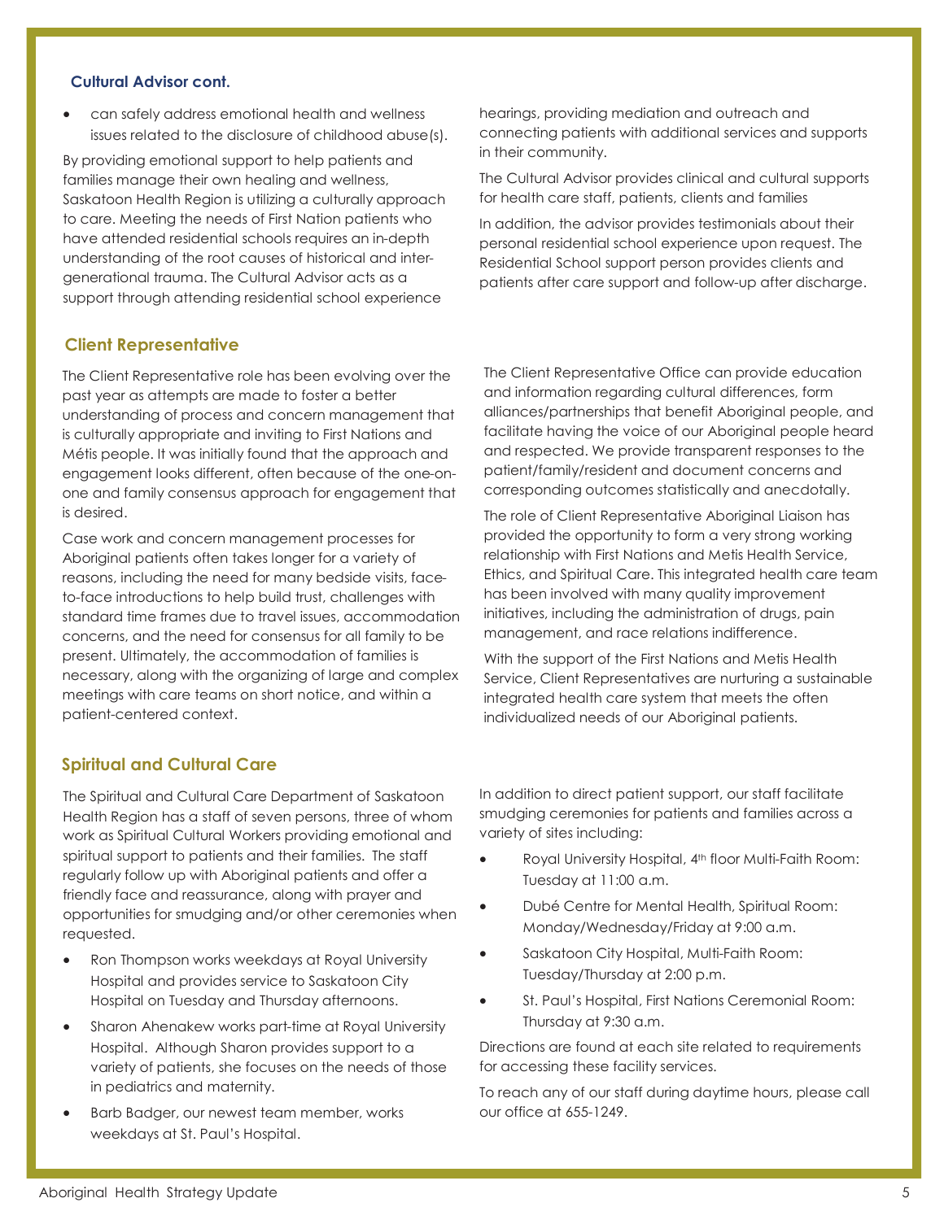### Cultural Advisor cont.

- can safely address emotional health and wellness issues related to the disclosure of childhood abuse(s).

By providing emotional support to help patients and families manage their own healing and wellness, Saskatoon Health Region is utilizing a culturally approach to care. Meeting the needs of First Nation patients who have attended residential schools requires an in-depth understanding of the root causes of historical and inter-generational trauma. The Cultural Advisor acts as a support through attending residential school experience hearings, providing mediation and outreach and connecting patients with additional services and supports in their community.

The Cultural Advisor provides clinical and cultural supports for health care staff, patients, clients and families

In addition, the advisor provides testimonials about their personal residential school experience upon request. The Residential School support person provides clients and patients after care support and follow-up after discharge.

## Client Representative

The Client Representative role has been evolving over the past year as attempts are made to foster a better understanding of process and concern management that is culturally appropriate and inviting to First Nations and Métis people. It was initially found that the approach and engagement looks different, often because of the one-on-one and family consensus approach for engagement that is desired.

Case work and concern management processes for Aboriginal patients often takes longer for a variety of reasons, including the need for many bedside visits, face-to-face introductions to help build trust, challenges with standard time frames due to travel issues, accommodation concerns, and the need for consensus for all family to be present. Ultimately, the accommodation of families is necessary, along with the organizing of large and complex meetings with care teams on short notice, and within a patient-centered context.

The Client Representative Office can provide education and information regarding cultural differences, form alliances/partnerships that benefit Aboriginal people, and facilitate having the voice of our Aboriginal people heard and respected. We provide transparent responses to the patient/family/resident and document concerns and corresponding outcomes statistically and anecdotally.

The role of Client Representative Aboriginal Liaison has provided the opportunity to form a very strong working relationship with First Nations and Metis Health Service, Ethics, and Spiritual Care. This integrated health care team has been involved with many quality improvement initiatives, including the administration of drugs, pain management, and race relations indifference.

With the support of the First Nations and Metis Health Service, Client Representatives are nurturing a sustainable integrated health care system that meets the often individualized needs of our Aboriginal patients.

## Spiritual and Cultural Care

The Spiritual and Cultural Care Department of Saskatoon Health Region has a staff of seven persons, three of whom work as Spiritual Cultural Workers providing emotional and spiritual support to patients and their families. The staff regularly follow up with Aboriginal patients and offer a friendly face and reassurance, along with prayer and opportunities for smudging and/or other ceremonies when requested.

- Ron Thompson works weekdays at Royal University Hospital and provides service to Saskatoon City Hospital on Tuesday and Thursday afternoons.
- Sharon Ahenakew works part-time at Royal University Hospital. Although Sharon provides support to a variety of patients, she focuses on the needs of those in pediatrics and maternity.
- Barb Badger, our newest team member, works weekdays at St. Paul's Hospital.

In addition to direct patient support, our staff facilitate smudging ceremonies for patients and families across a variety of sites including:

- Royal University Hospital, 4th floor Multi-Faith Room: Tuesday at 11:00 a.m.
- Dubé Centre for Mental Health, Spiritual Room: Monday/Wednesday/Friday at 9:00 a.m.
- Saskatoon City Hospital, Multi-Faith Room: Tuesday/Thursday at 2:00 p.m.
- St. Paul's Hospital, First Nations Ceremonial Room: Thursday at 9:30 a.m.

Directions are found at each site related to requirements for accessing these facility services.

To reach any of our staff during daytime hours, please call our office at 655-1249.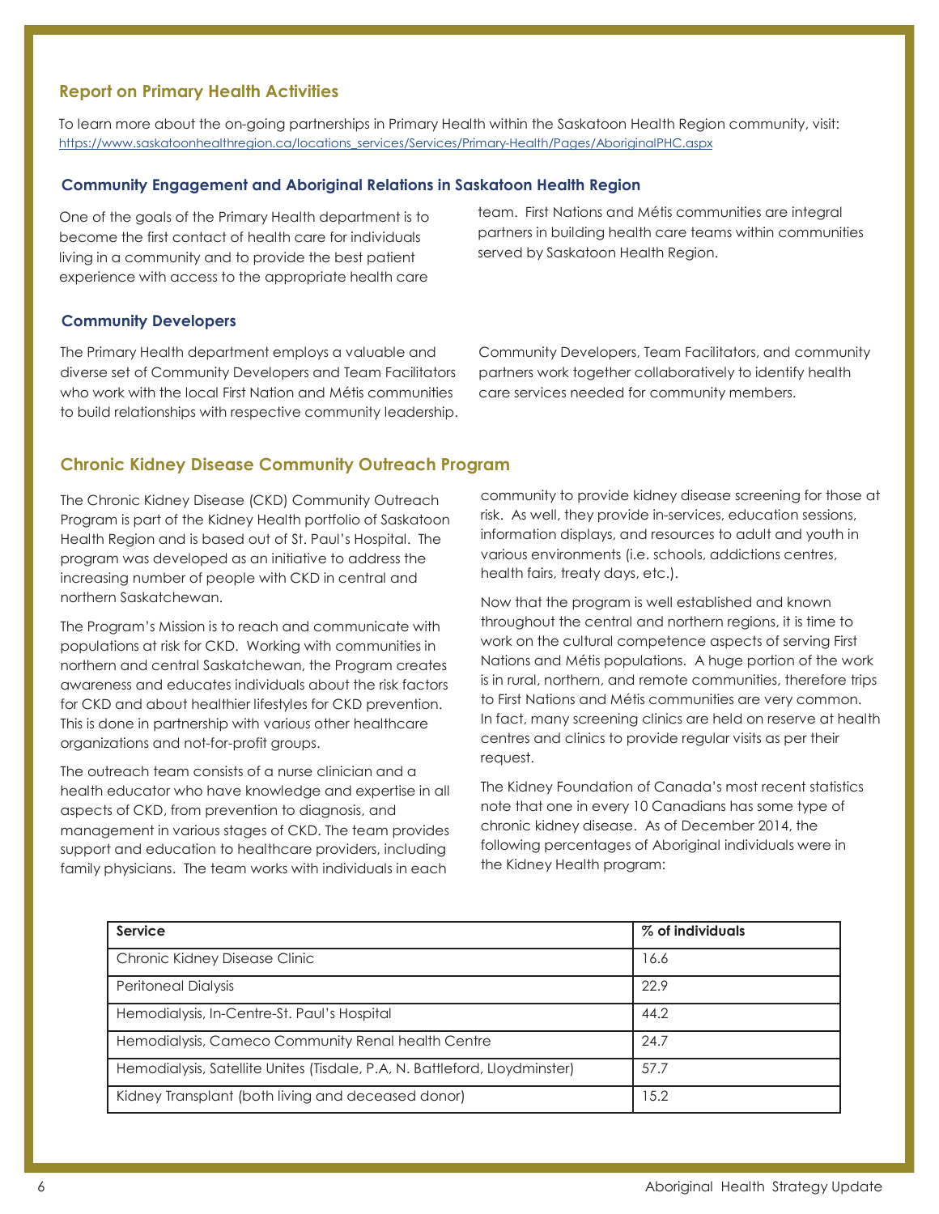## Report on Primary Health Activities

To learn more about the on-going partnerships in Primary Health within the Saskatoon Health Region community, visit: https://www.saskatoonhealthregion.ca/locations_services/Services/Primary-Health/Pages/AboriginalPHC.aspx

### Community Engagement and Aboriginal Relations in Saskatoon Health Region

One of the goals of the Primary Health department is to become the first contact of health care for individuals living in a community and to provide the best patient experience with access to the appropriate health care team. First Nations and Métis communities are integral partners in building health care teams within communities served by Saskatoon Health Region.

### Community Developers

The Primary Health department employs a valuable and diverse set of Community Developers and Team Facilitators who work with the local First Nation and Métis communities to build relationships with respective community leadership. Community Developers, Team Facilitators, and community partners work together collaboratively to identify health care services needed for community members.

## Chronic Kidney Disease Community Outreach Program

The Chronic Kidney Disease (CKD) Community Outreach Program is part of the Kidney Health portfolio of Saskatoon Health Region and is based out of St. Paul's Hospital. The program was developed as an initiative to address the increasing number of people with CKD in central and northern Saskatchewan.

The Program's Mission is to reach and communicate with populations at risk for CKD. Working with communities in northern and central Saskatchewan, the Program creates awareness and educates individuals about the risk factors for CKD and about healthier lifestyles for CKD prevention. This is done in partnership with various other healthcare organizations and not-for-profit groups.

The outreach team consists of a nurse clinician and a health educator who have knowledge and expertise in all aspects of CKD, from prevention to diagnosis, and management in various stages of CKD. The team provides support and education to healthcare providers, including family physicians. The team works with individuals in each community to provide kidney disease screening for those at risk. As well, they provide in-services, education sessions, information displays, and resources to adult and youth in various environments (i.e. schools, addictions centres, health fairs, treaty days, etc.).

Now that the program is well established and known throughout the central and northern regions, it is time to work on the cultural competence aspects of serving First Nations and Métis populations. A huge portion of the work is in rural, northern, and remote communities, therefore trips to First Nations and Métis communities are very common. In fact, many screening clinics are held on reserve at health centres and clinics to provide regular visits as per their request.

The Kidney Foundation of Canada's most recent statistics note that one in every 10 Canadians has some type of chronic kidney disease. As of December 2014, the following percentages of Aboriginal individuals were in the Kidney Health program:

| Service | % of individuals |
|---|---|
| Chronic Kidney Disease Clinic | 16.6 |
| Peritoneal Dialysis | 22.9 |
| Hemodialysis, In-Centre-St. Paul's Hospital | 44.2 |
| Hemodialysis, Cameco Community Renal health Centre | 24.7 |
| Hemodialysis, Satellite Unites (Tisdale, P.A, N. Battleford, Lloydminster) | 57.7 |
| Kidney Transplant (both living and deceased donor) | 15.2 |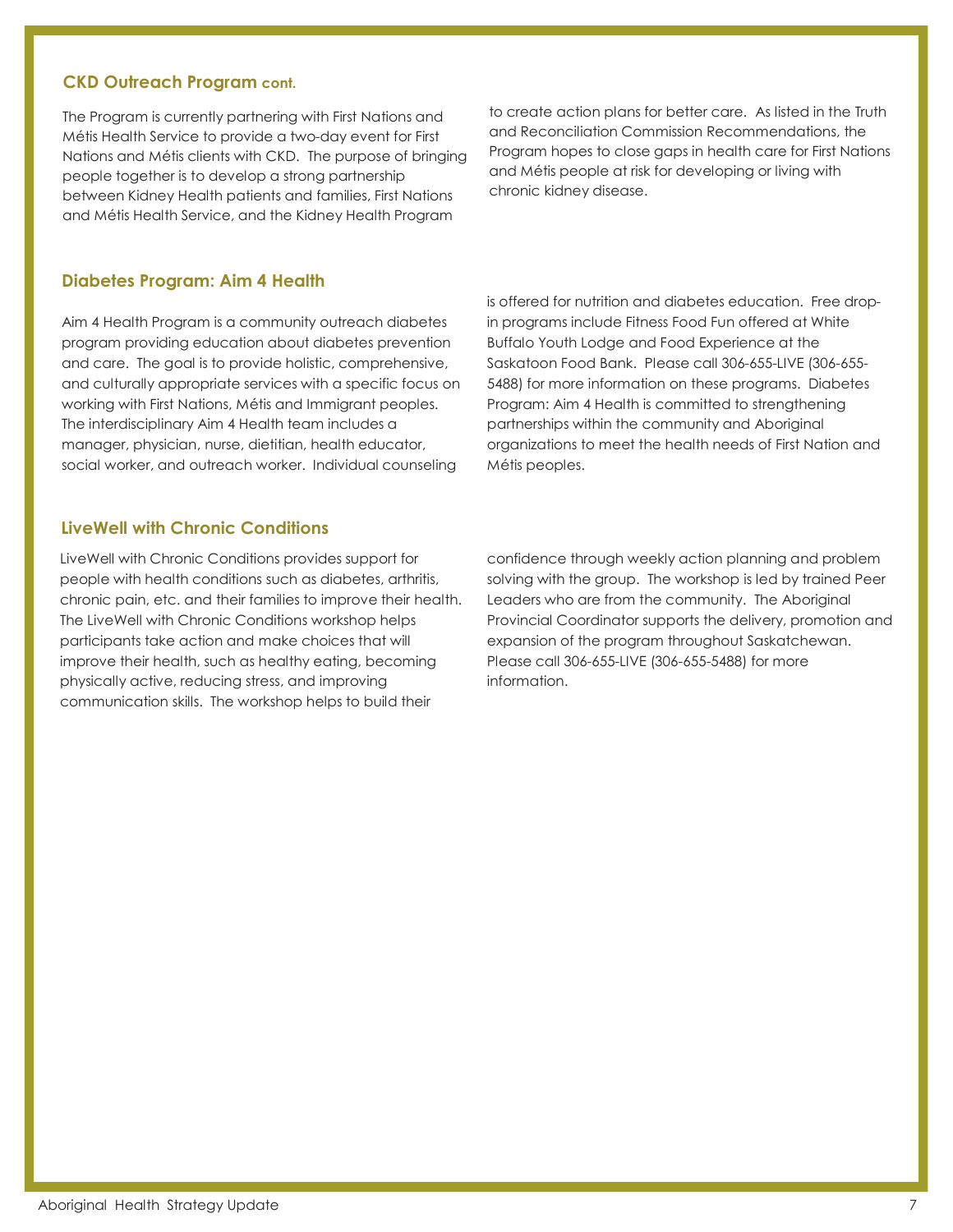## CKD Outreach Program cont.

The Program is currently partnering with First Nations and Métis Health Service to provide a two-day event for First Nations and Métis clients with CKD. The purpose of bringing people together is to develop a strong partnership between Kidney Health patients and families, First Nations and Métis Health Service, and the Kidney Health Program to create action plans for better care. As listed in the Truth and Reconciliation Commission Recommendations, the Program hopes to close gaps in health care for First Nations and Métis people at risk for developing or living with chronic kidney disease.

## Diabetes Program: Aim 4 Health

Aim 4 Health Program is a community outreach diabetes program providing education about diabetes prevention and care. The goal is to provide holistic, comprehensive, and culturally appropriate services with a specific focus on working with First Nations, Métis and Immigrant peoples. The interdisciplinary Aim 4 Health team includes a manager, physician, nurse, dietitian, health educator, social worker, and outreach worker. Individual counseling is offered for nutrition and diabetes education. Free drop-in programs include Fitness Food Fun offered at White Buffalo Youth Lodge and Food Experience at the Saskatoon Food Bank. Please call 306-655-LIVE (306-655-5488) for more information on these programs. Diabetes Program: Aim 4 Health is committed to strengthening partnerships within the community and Aboriginal organizations to meet the health needs of First Nation and Métis peoples.

## LiveWell with Chronic Conditions

LiveWell with Chronic Conditions provides support for people with health conditions such as diabetes, arthritis, chronic pain, etc. and their families to improve their health. The LiveWell with Chronic Conditions workshop helps participants take action and make choices that will improve their health, such as healthy eating, becoming physically active, reducing stress, and improving communication skills. The workshop helps to build their confidence through weekly action planning and problem solving with the group. The workshop is led by trained Peer Leaders who are from the community. The Aboriginal Provincial Coordinator supports the delivery, promotion and expansion of the program throughout Saskatchewan. Please call 306-655-LIVE (306-655-5488) for more information.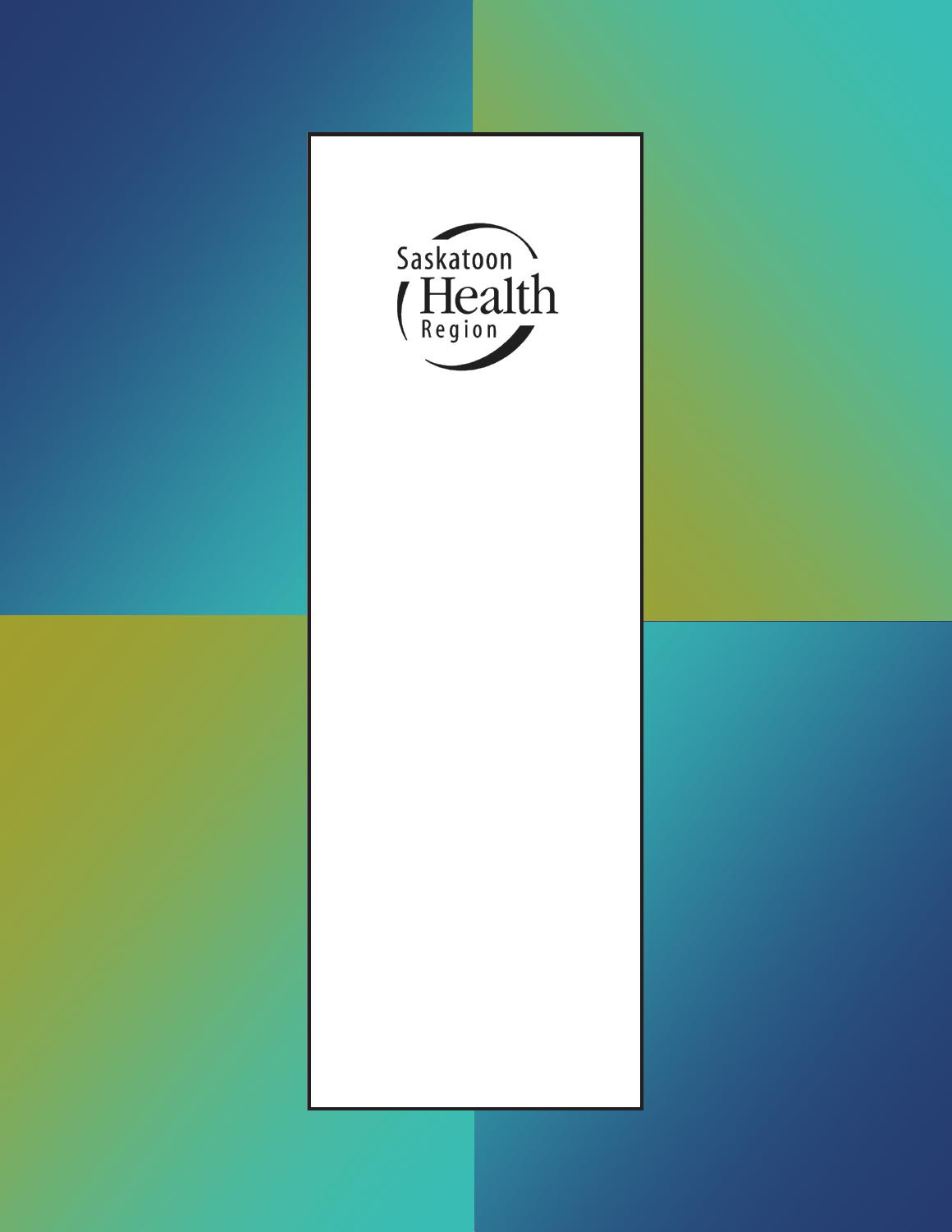Saskatoon Health Region